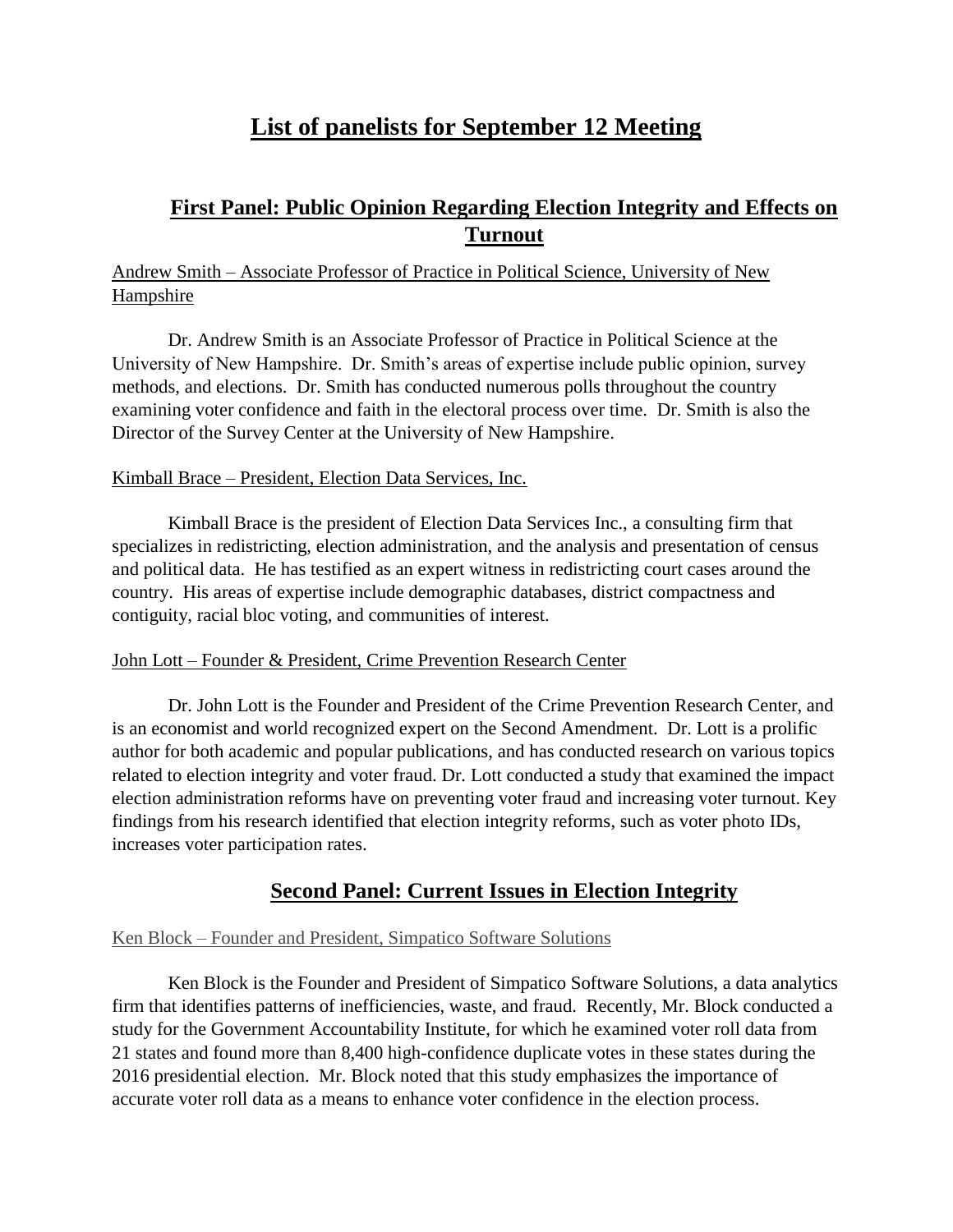# List of panelists for September 12 Meeting

## First Panel: Public Opinion Regarding Election Integrity and Effects on Turnout

Andrew Smith – Associate Professor of Practice in Political Science, University of New Hampshire

Dr. Andrew Smith is an Associate Professor of Practice in Political Science at the University of New Hampshire. Dr. Smith's areas of expertise include public opinion, survey methods, and elections. Dr. Smith has conducted numerous polls throughout the country examining voter confidence and faith in the electoral process over time. Dr. Smith is also the Director of the Survey Center at the University of New Hampshire.

Kimball Brace – President, Election Data Services, Inc.

Kimball Brace is the president of Election Data Services Inc., a consulting firm that specializes in redistricting, election administration, and the analysis and presentation of census and political data. He has testified as an expert witness in redistricting court cases around the country. His areas of expertise include demographic databases, district compactness and contiguity, racial bloc voting, and communities of interest.

John Lott – Founder & President, Crime Prevention Research Center

Dr. John Lott is the Founder and President of the Crime Prevention Research Center, and is an economist and world recognized expert on the Second Amendment. Dr. Lott is a prolific author for both academic and popular publications, and has conducted research on various topics related to election integrity and voter fraud. Dr. Lott conducted a study that examined the impact election administration reforms have on preventing voter fraud and increasing voter turnout. Key findings from his research identified that election integrity reforms, such as voter photo IDs, increases voter participation rates.

## Second Panel: Current Issues in Election Integrity

Ken Block – Founder and President, Simpatico Software Solutions

Ken Block is the Founder and President of Simpatico Software Solutions, a data analytics firm that identifies patterns of inefficiencies, waste, and fraud. Recently, Mr. Block conducted a study for the Government Accountability Institute, for which he examined voter roll data from 21 states and found more than 8,400 high-confidence duplicate votes in these states during the 2016 presidential election. Mr. Block noted that this study emphasizes the importance of accurate voter roll data as a means to enhance voter confidence in the election process.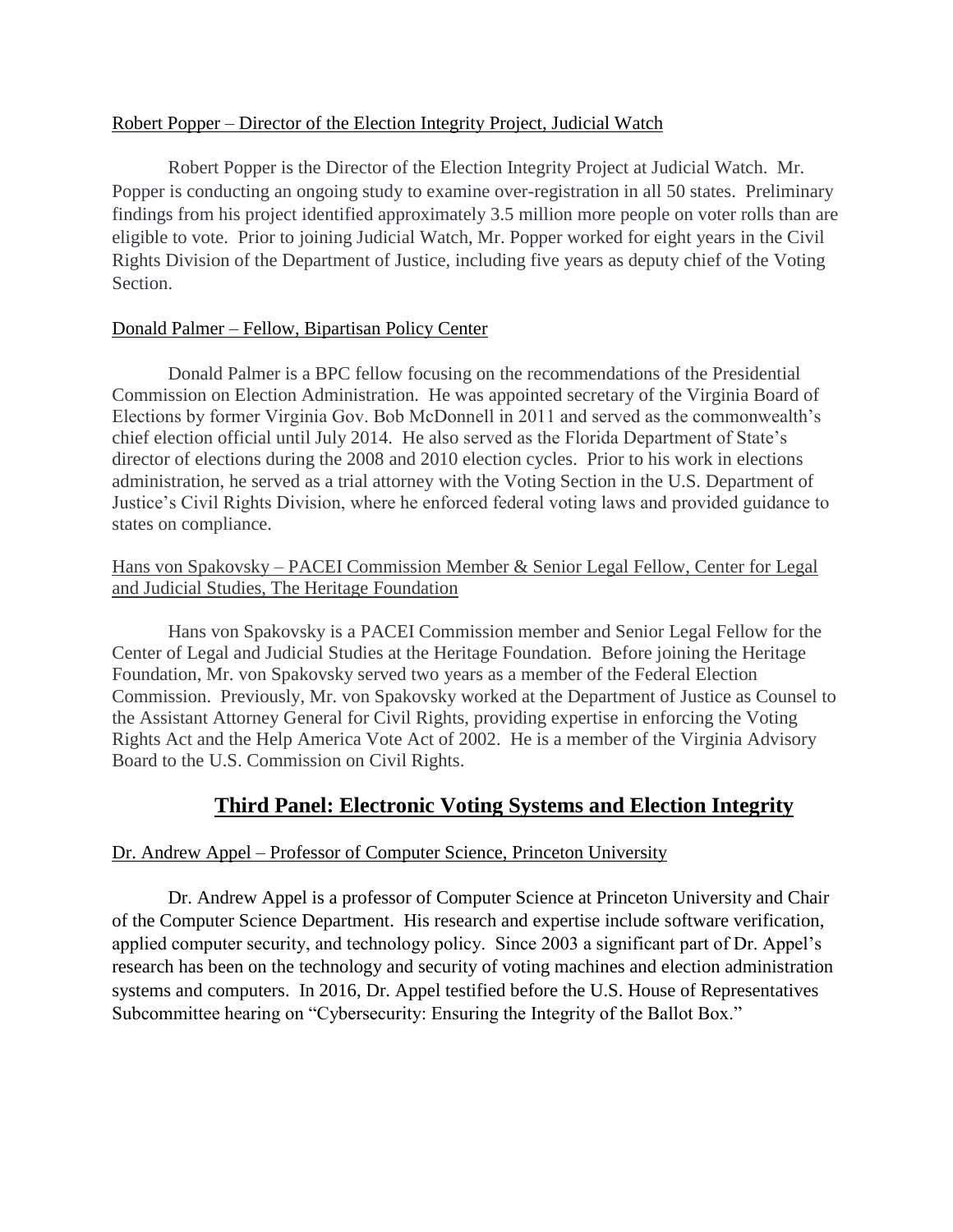Robert Popper – Director of the Election Integrity Project, Judicial Watch

Robert Popper is the Director of the Election Integrity Project at Judicial Watch. Mr. Popper is conducting an ongoing study to examine over-registration in all 50 states. Preliminary findings from his project identified approximately 3.5 million more people on voter rolls than are eligible to vote. Prior to joining Judicial Watch, Mr. Popper worked for eight years in the Civil Rights Division of the Department of Justice, including five years as deputy chief of the Voting Section.

Donald Palmer – Fellow, Bipartisan Policy Center

Donald Palmer is a BPC fellow focusing on the recommendations of the Presidential Commission on Election Administration. He was appointed secretary of the Virginia Board of Elections by former Virginia Gov. Bob McDonnell in 2011 and served as the commonwealth's chief election official until July 2014. He also served as the Florida Department of State's director of elections during the 2008 and 2010 election cycles. Prior to his work in elections administration, he served as a trial attorney with the Voting Section in the U.S. Department of Justice's Civil Rights Division, where he enforced federal voting laws and provided guidance to states on compliance.

Hans von Spakovsky – PACEI Commission Member & Senior Legal Fellow, Center for Legal and Judicial Studies, The Heritage Foundation

Hans von Spakovsky is a PACEI Commission member and Senior Legal Fellow for the Center of Legal and Judicial Studies at the Heritage Foundation. Before joining the Heritage Foundation, Mr. von Spakovsky served two years as a member of the Federal Election Commission. Previously, Mr. von Spakovsky worked at the Department of Justice as Counsel to the Assistant Attorney General for Civil Rights, providing expertise in enforcing the Voting Rights Act and the Help America Vote Act of 2002. He is a member of the Virginia Advisory Board to the U.S. Commission on Civil Rights.

## Third Panel: Electronic Voting Systems and Election Integrity

Dr. Andrew Appel – Professor of Computer Science, Princeton University

Dr. Andrew Appel is a professor of Computer Science at Princeton University and Chair of the Computer Science Department. His research and expertise include software verification, applied computer security, and technology policy. Since 2003 a significant part of Dr. Appel's research has been on the technology and security of voting machines and election administration systems and computers. In 2016, Dr. Appel testified before the U.S. House of Representatives Subcommittee hearing on "Cybersecurity: Ensuring the Integrity of the Ballot Box."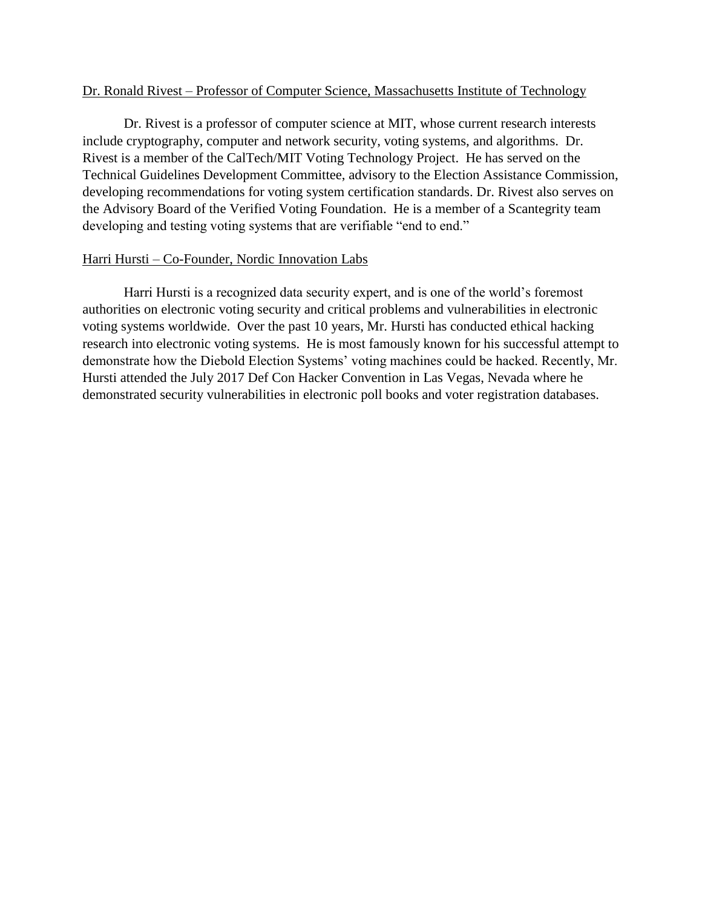Dr. Ronald Rivest – Professor of Computer Science, Massachusetts Institute of Technology

Dr. Rivest is a professor of computer science at MIT, whose current research interests include cryptography, computer and network security, voting systems, and algorithms. Dr. Rivest is a member of the CalTech/MIT Voting Technology Project. He has served on the Technical Guidelines Development Committee, advisory to the Election Assistance Commission, developing recommendations for voting system certification standards. Dr. Rivest also serves on the Advisory Board of the Verified Voting Foundation. He is a member of a Scantegrity team developing and testing voting systems that are verifiable "end to end."

Harri Hursti – Co-Founder, Nordic Innovation Labs

Harri Hursti is a recognized data security expert, and is one of the world's foremost authorities on electronic voting security and critical problems and vulnerabilities in electronic voting systems worldwide. Over the past 10 years, Mr. Hursti has conducted ethical hacking research into electronic voting systems. He is most famously known for his successful attempt to demonstrate how the Diebold Election Systems' voting machines could be hacked. Recently, Mr. Hursti attended the July 2017 Def Con Hacker Convention in Las Vegas, Nevada where he demonstrated security vulnerabilities in electronic poll books and voter registration databases.